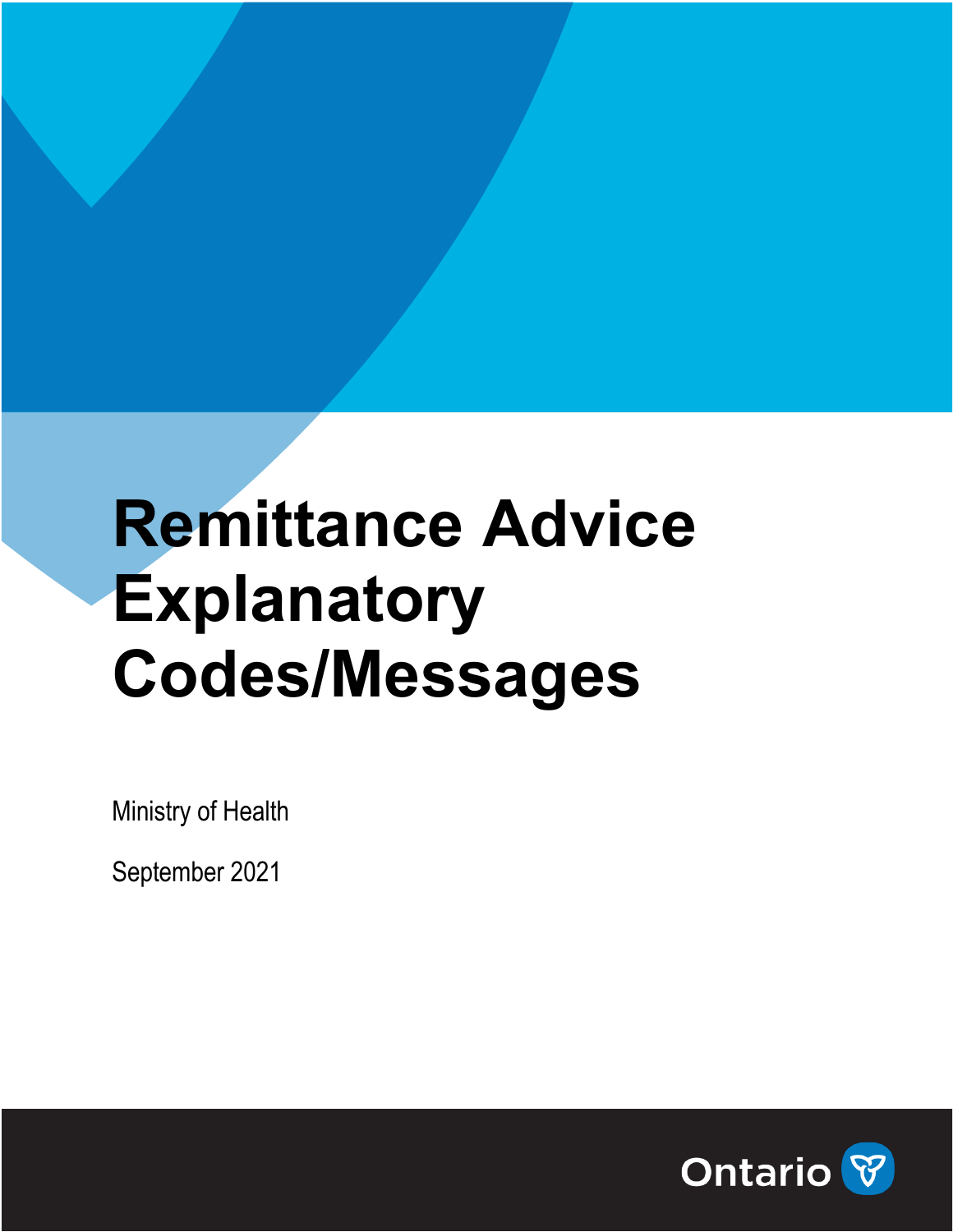# Remittance Advice Explanatory Codes/Messages

Ministry of Health

September 2021

Ontario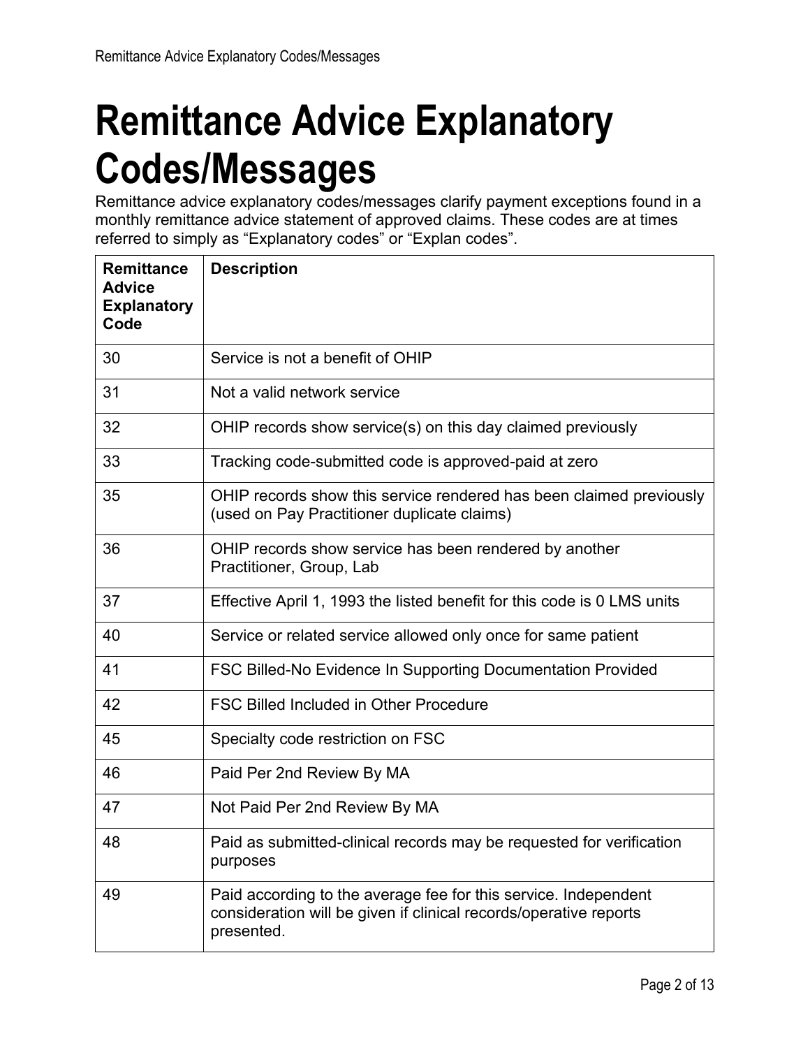# Remittance Advice Explanatory Codes/Messages

Remittance advice explanatory codes/messages clarify payment exceptions found in a monthly remittance advice statement of approved claims. These codes are at times referred to simply as “Explanatory codes” or “Explan codes”.

| Remittance Advice Explanatory Code | Description |
|---|---|
| 30 | Service is not a benefit of OHIP |
| 31 | Not a valid network service |
| 32 | OHIP records show service(s) on this day claimed previously |
| 33 | Tracking code-submitted code is approved-paid at zero |
| 35 | OHIP records show this service rendered has been claimed previously (used on Pay Practitioner duplicate claims) |
| 36 | OHIP records show service has been rendered by another Practitioner, Group, Lab |
| 37 | Effective April 1, 1993 the listed benefit for this code is 0 LMS units |
| 40 | Service or related service allowed only once for same patient |
| 41 | FSC Billed-No Evidence In Supporting Documentation Provided |
| 42 | FSC Billed Included in Other Procedure |
| 45 | Specialty code restriction on FSC |
| 46 | Paid Per 2nd Review By MA |
| 47 | Not Paid Per 2nd Review By MA |
| 48 | Paid as submitted-clinical records may be requested for verification purposes |
| 49 | Paid according to the average fee for this service. Independent consideration will be given if clinical records/operative reports presented. |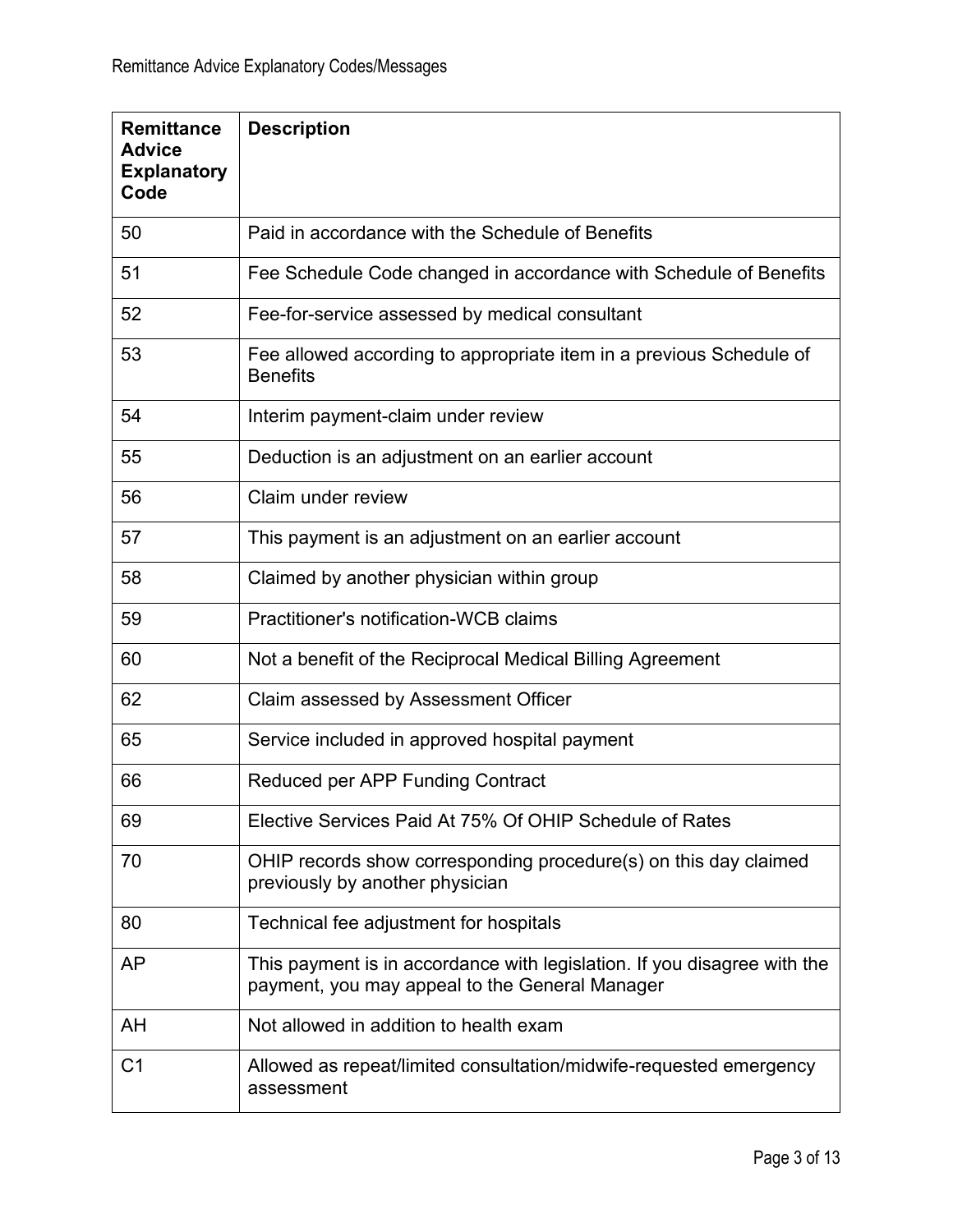| Remittance Advice Explanatory Code | Description |
| --- | --- |
| 50 | Paid in accordance with the Schedule of Benefits |
| 51 | Fee Schedule Code changed in accordance with Schedule of Benefits |
| 52 | Fee-for-service assessed by medical consultant |
| 53 | Fee allowed according to appropriate item in a previous Schedule of Benefits |
| 54 | Interim payment-claim under review |
| 55 | Deduction is an adjustment on an earlier account |
| 56 | Claim under review |
| 57 | This payment is an adjustment on an earlier account |
| 58 | Claimed by another physician within group |
| 59 | Practitioner's notification-WCB claims |
| 60 | Not a benefit of the Reciprocal Medical Billing Agreement |
| 62 | Claim assessed by Assessment Officer |
| 65 | Service included in approved hospital payment |
| 66 | Reduced per APP Funding Contract |
| 69 | Elective Services Paid At 75% Of OHIP Schedule of Rates |
| 70 | OHIP records show corresponding procedure(s) on this day claimed previously by another physician |
| 80 | Technical fee adjustment for hospitals |
| AP | This payment is in accordance with legislation. If you disagree with the payment, you may appeal to the General Manager |
| AH | Not allowed in addition to health exam |
| C1 | Allowed as repeat/limited consultation/midwife-requested emergency assessment |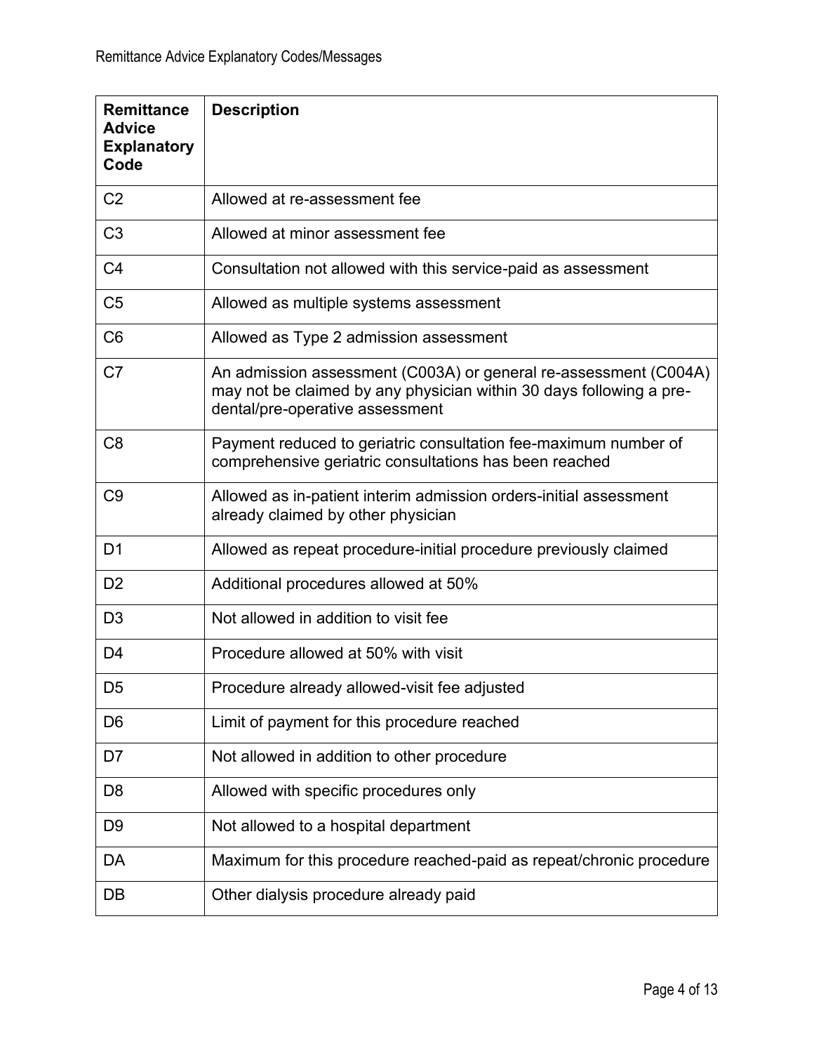| Remittance Advice Explanatory Code | Description |
|---|---|
| C2 | Allowed at re-assessment fee |
| C3 | Allowed at minor assessment fee |
| C4 | Consultation not allowed with this service-paid as assessment |
| C5 | Allowed as multiple systems assessment |
| C6 | Allowed as Type 2 admission assessment |
| C7 | An admission assessment (C003A) or general re-assessment (C004A) may not be claimed by any physician within 30 days following a pre-dental/pre-operative assessment |
| C8 | Payment reduced to geriatric consultation fee-maximum number of comprehensive geriatric consultations has been reached |
| C9 | Allowed as in-patient interim admission orders-initial assessment already claimed by other physician |
| D1 | Allowed as repeat procedure-initial procedure previously claimed |
| D2 | Additional procedures allowed at 50% |
| D3 | Not allowed in addition to visit fee |
| D4 | Procedure allowed at 50% with visit |
| D5 | Procedure already allowed-visit fee adjusted |
| D6 | Limit of payment for this procedure reached |
| D7 | Not allowed in addition to other procedure |
| D8 | Allowed with specific procedures only |
| D9 | Not allowed to a hospital department |
| DA | Maximum for this procedure reached-paid as repeat/chronic procedure |
| DB | Other dialysis procedure already paid |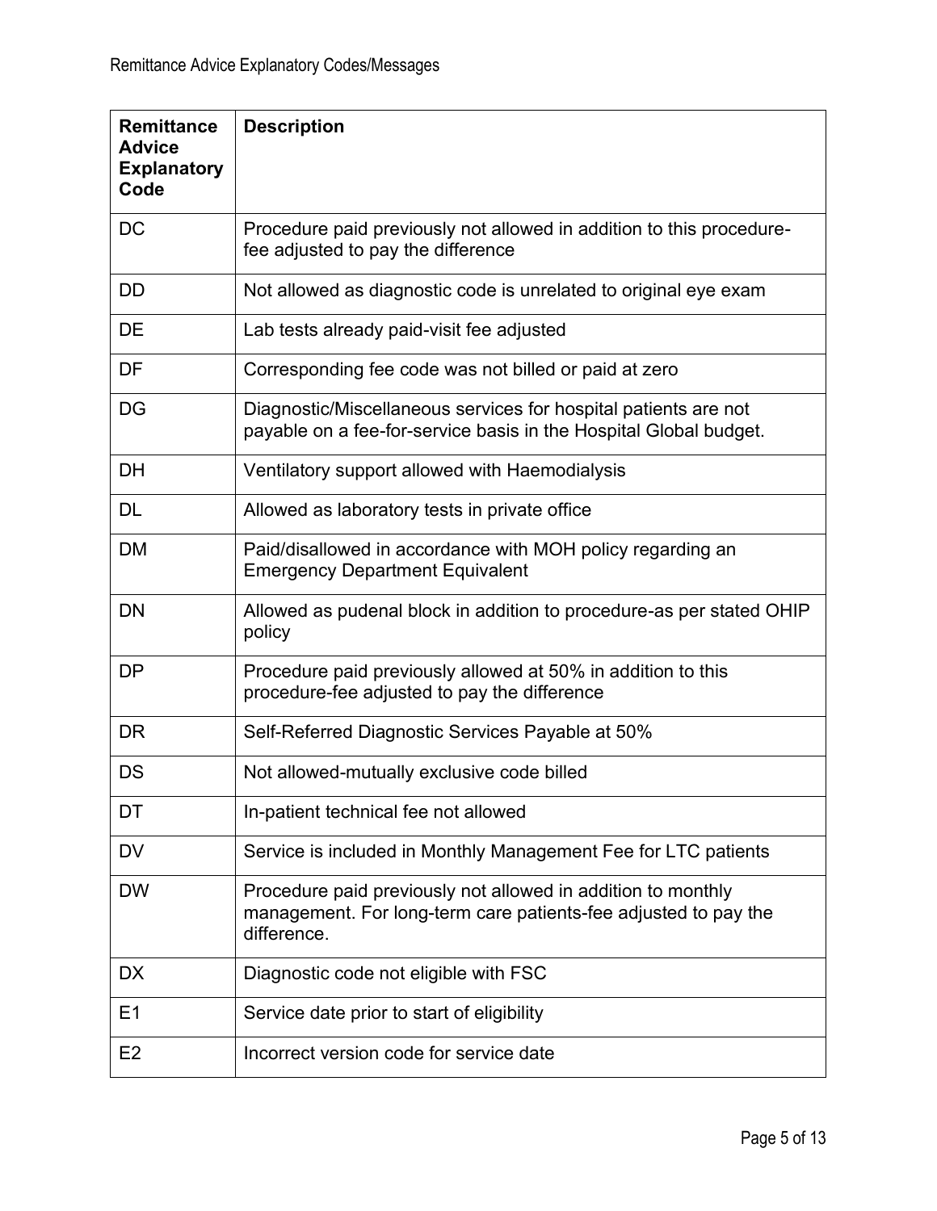| Remittance Advice Explanatory Code | Description |
|---|---|
| DC | Procedure paid previously not allowed in addition to this procedure-fee adjusted to pay the difference |
| DD | Not allowed as diagnostic code is unrelated to original eye exam |
| DE | Lab tests already paid-visit fee adjusted |
| DF | Corresponding fee code was not billed or paid at zero |
| DG | Diagnostic/Miscellaneous services for hospital patients are not payable on a fee-for-service basis in the Hospital Global budget. |
| DH | Ventilatory support allowed with Haemodialysis |
| DL | Allowed as laboratory tests in private office |
| DM | Paid/disallowed in accordance with MOH policy regarding an Emergency Department Equivalent |
| DN | Allowed as pudenal block in addition to procedure-as per stated OHIP policy |
| DP | Procedure paid previously allowed at 50% in addition to this procedure-fee adjusted to pay the difference |
| DR | Self-Referred Diagnostic Services Payable at 50% |
| DS | Not allowed-mutually exclusive code billed |
| DT | In-patient technical fee not allowed |
| DV | Service is included in Monthly Management Fee for LTC patients |
| DW | Procedure paid previously not allowed in addition to monthly management. For long-term care patients-fee adjusted to pay the difference. |
| DX | Diagnostic code not eligible with FSC |
| E1 | Service date prior to start of eligibility |
| E2 | Incorrect version code for service date |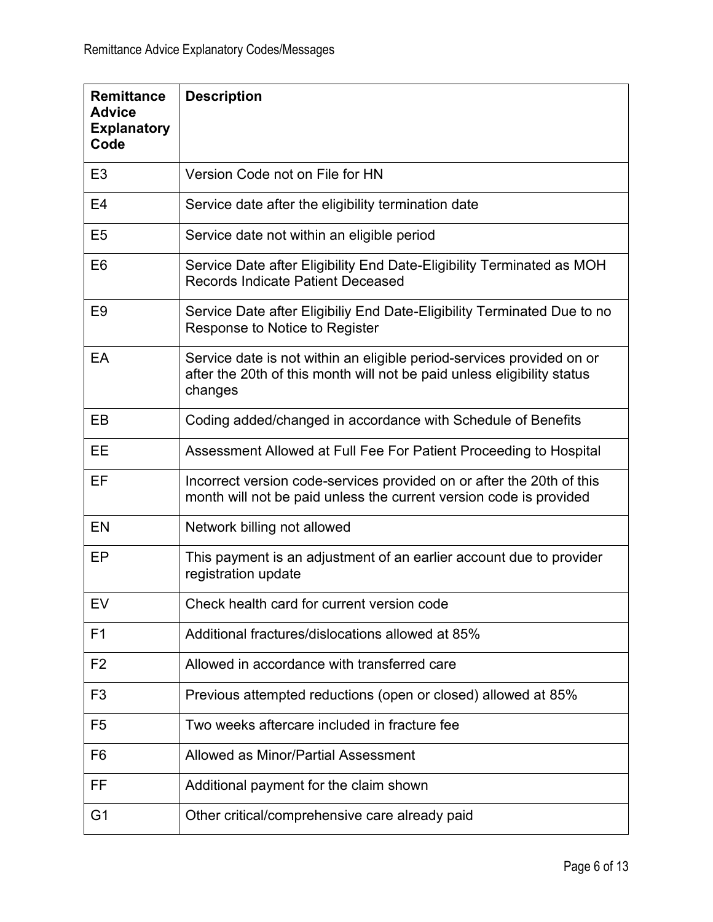| Remittance Advice Explanatory Code | Description |
|---|---|
| E3 | Version Code not on File for HN |
| E4 | Service date after the eligibility termination date |
| E5 | Service date not within an eligible period |
| E6 | Service Date after Eligibility End Date-Eligibility Terminated as MOH Records Indicate Patient Deceased |
| E9 | Service Date after Eligibiliy End Date-Eligibility Terminated Due to no Response to Notice to Register |
| EA | Service date is not within an eligible period-services provided on or after the 20th of this month will not be paid unless eligibility status changes |
| EB | Coding added/changed in accordance with Schedule of Benefits |
| EE | Assessment Allowed at Full Fee For Patient Proceeding to Hospital |
| EF | Incorrect version code-services provided on or after the 20th of this month will not be paid unless the current version code is provided |
| EN | Network billing not allowed |
| EP | This payment is an adjustment of an earlier account due to provider registration update |
| EV | Check health card for current version code |
| F1 | Additional fractures/dislocations allowed at 85% |
| F2 | Allowed in accordance with transferred care |
| F3 | Previous attempted reductions (open or closed) allowed at 85% |
| F5 | Two weeks aftercare included in fracture fee |
| F6 | Allowed as Minor/Partial Assessment |
| FF | Additional payment for the claim shown |
| G1 | Other critical/comprehensive care already paid |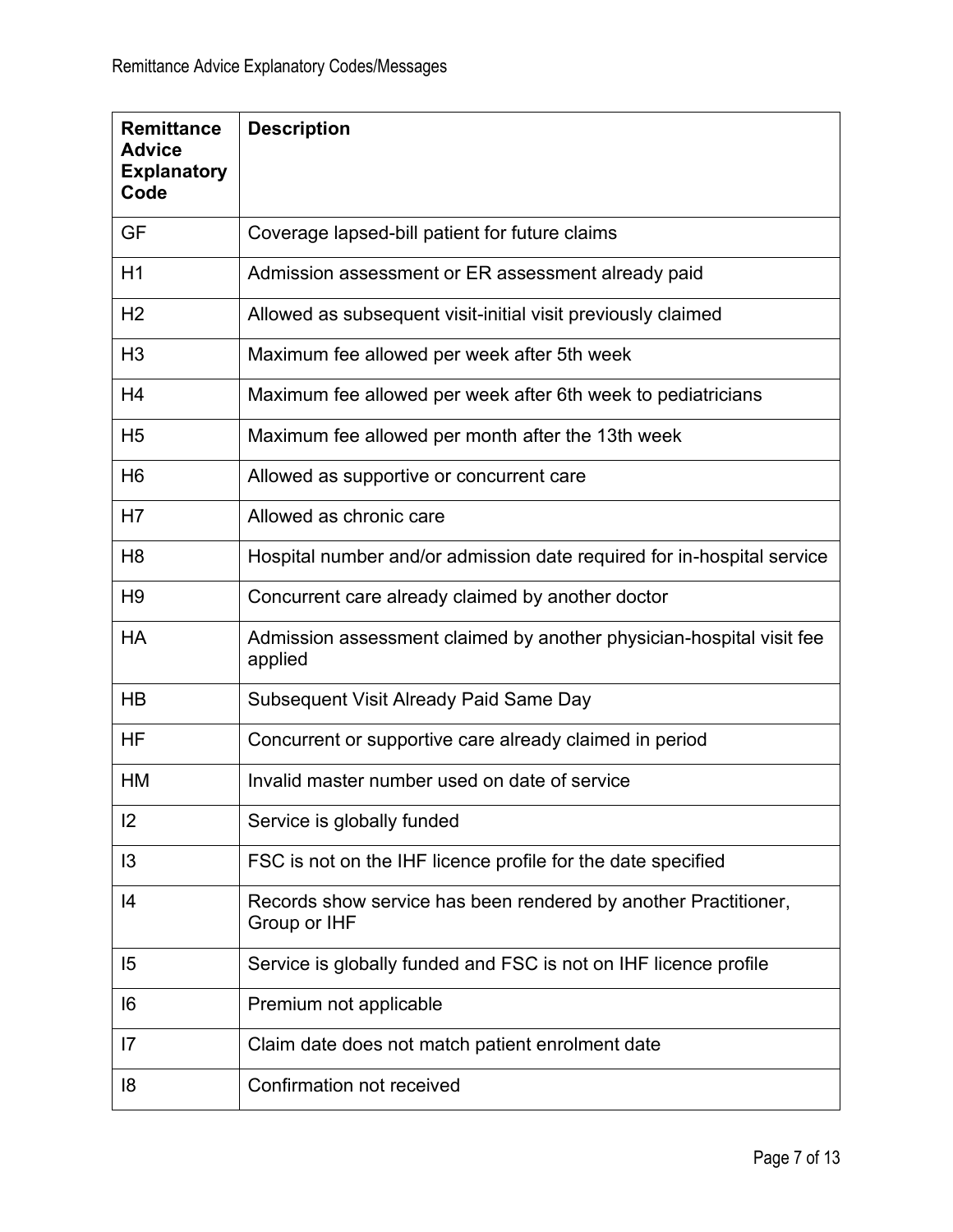| Remittance Advice Explanatory Code | Description |
|---|---|
| GF | Coverage lapsed-bill patient for future claims |
| H1 | Admission assessment or ER assessment already paid |
| H2 | Allowed as subsequent visit-initial visit previously claimed |
| H3 | Maximum fee allowed per week after 5th week |
| H4 | Maximum fee allowed per week after 6th week to pediatricians |
| H5 | Maximum fee allowed per month after the 13th week |
| H6 | Allowed as supportive or concurrent care |
| H7 | Allowed as chronic care |
| H8 | Hospital number and/or admission date required for in-hospital service |
| H9 | Concurrent care already claimed by another doctor |
| HA | Admission assessment claimed by another physician-hospital visit fee applied |
| HB | Subsequent Visit Already Paid Same Day |
| HF | Concurrent or supportive care already claimed in period |
| HM | Invalid master number used on date of service |
| I2 | Service is globally funded |
| I3 | FSC is not on the IHF licence profile for the date specified |
| I4 | Records show service has been rendered by another Practitioner, Group or IHF |
| I5 | Service is globally funded and FSC is not on IHF licence profile |
| I6 | Premium not applicable |
| I7 | Claim date does not match patient enrolment date |
| I8 | Confirmation not received |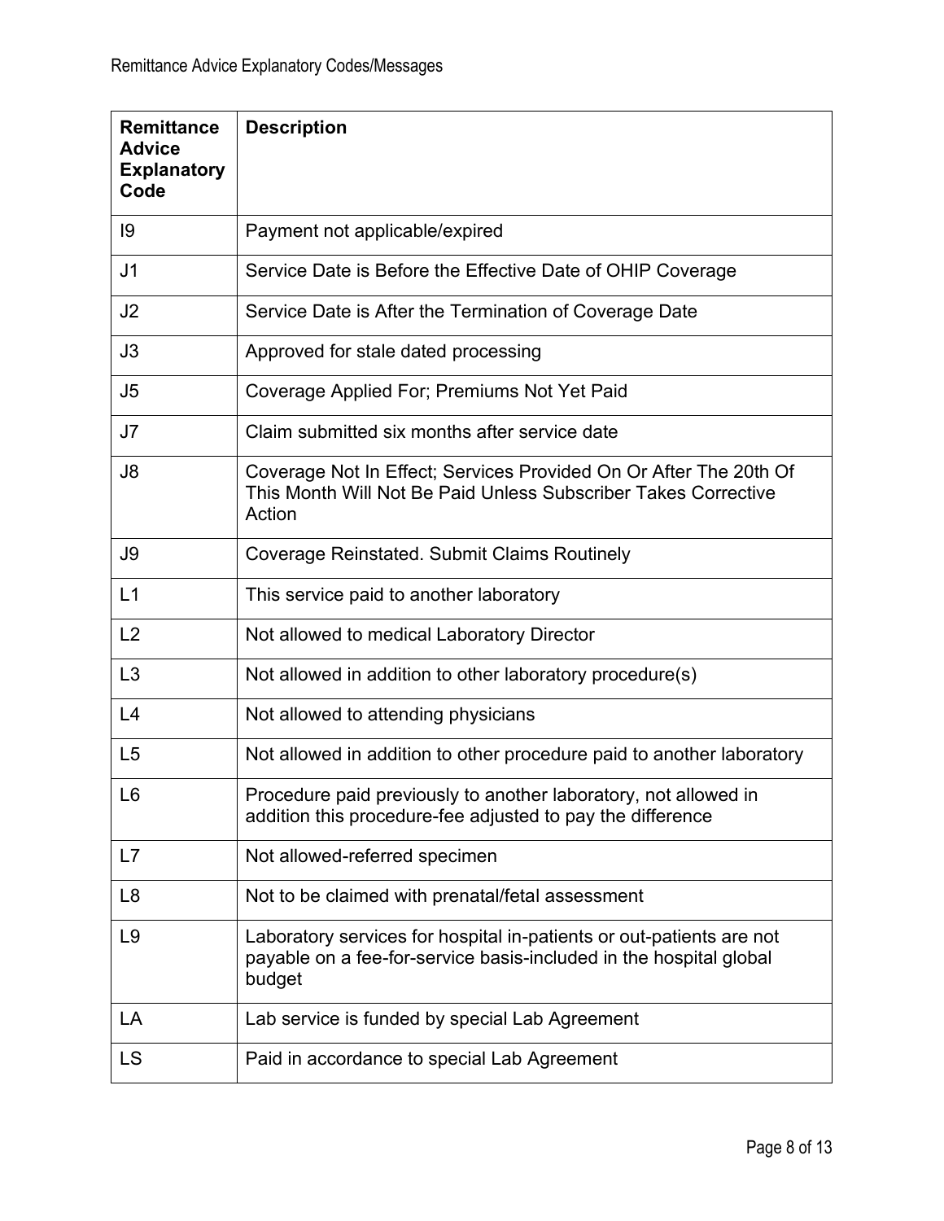| Remittance Advice Explanatory Code | Description |
|---|---|
| I9 | Payment not applicable/expired |
| J1 | Service Date is Before the Effective Date of OHIP Coverage |
| J2 | Service Date is After the Termination of Coverage Date |
| J3 | Approved for stale dated processing |
| J5 | Coverage Applied For; Premiums Not Yet Paid |
| J7 | Claim submitted six months after service date |
| J8 | Coverage Not In Effect; Services Provided On Or After The 20th Of This Month Will Not Be Paid Unless Subscriber Takes Corrective Action |
| J9 | Coverage Reinstated. Submit Claims Routinely |
| L1 | This service paid to another laboratory |
| L2 | Not allowed to medical Laboratory Director |
| L3 | Not allowed in addition to other laboratory procedure(s) |
| L4 | Not allowed to attending physicians |
| L5 | Not allowed in addition to other procedure paid to another laboratory |
| L6 | Procedure paid previously to another laboratory, not allowed in addition this procedure-fee adjusted to pay the difference |
| L7 | Not allowed-referred specimen |
| L8 | Not to be claimed with prenatal/fetal assessment |
| L9 | Laboratory services for hospital in-patients or out-patients are not payable on a fee-for-service basis-included in the hospital global budget |
| LA | Lab service is funded by special Lab Agreement |
| LS | Paid in accordance to special Lab Agreement |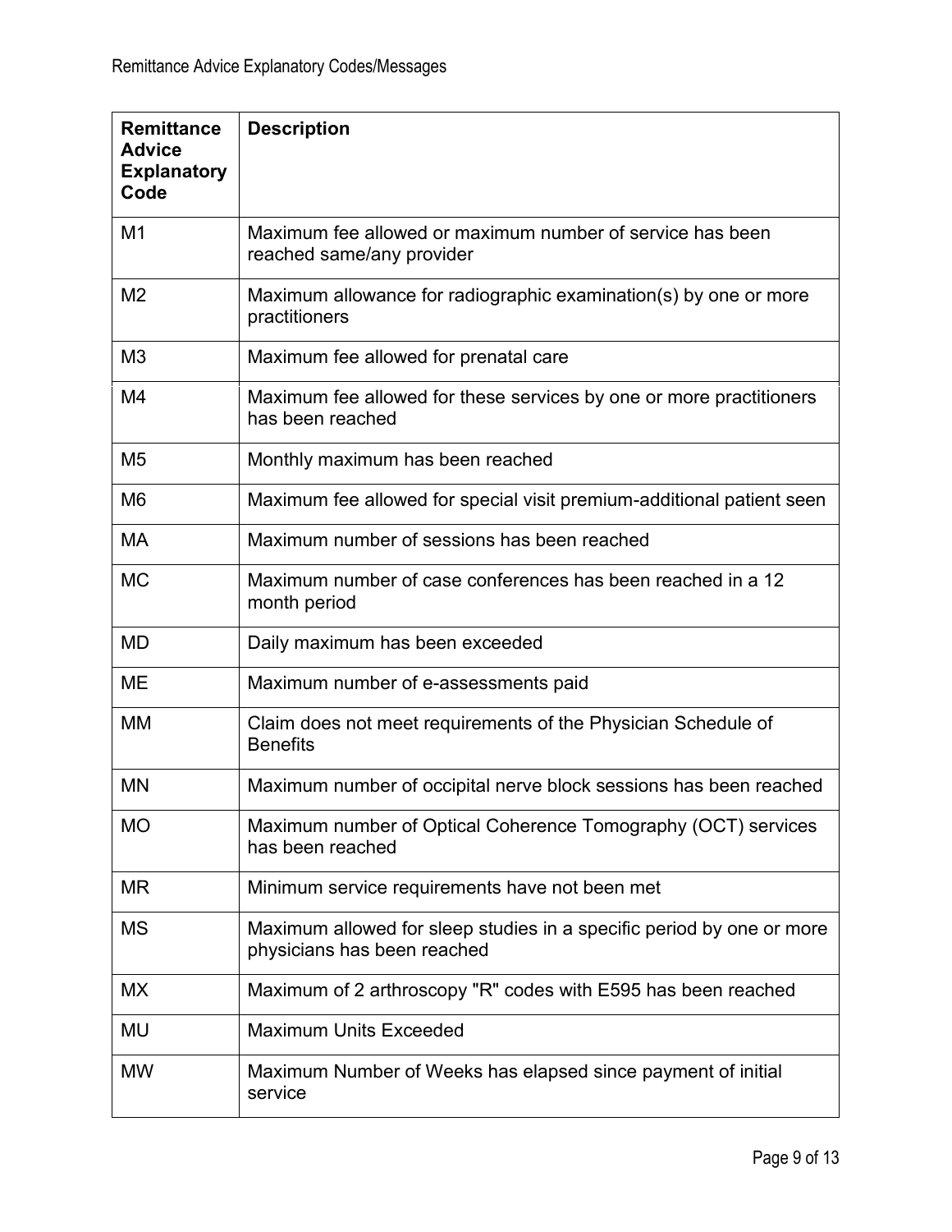| Remittance Advice Explanatory Code | Description |
|---|---|
| M1 | Maximum fee allowed or maximum number of service has been reached same/any provider |
| M2 | Maximum allowance for radiographic examination(s) by one or more practitioners |
| M3 | Maximum fee allowed for prenatal care |
| M4 | Maximum fee allowed for these services by one or more practitioners has been reached |
| M5 | Monthly maximum has been reached |
| M6 | Maximum fee allowed for special visit premium-additional patient seen |
| MA | Maximum number of sessions has been reached |
| MC | Maximum number of case conferences has been reached in a 12 month period |
| MD | Daily maximum has been exceeded |
| ME | Maximum number of e-assessments paid |
| MM | Claim does not meet requirements of the Physician Schedule of Benefits |
| MN | Maximum number of occipital nerve block sessions has been reached |
| MO | Maximum number of Optical Coherence Tomography (OCT) services has been reached |
| MR | Minimum service requirements have not been met |
| MS | Maximum allowed for sleep studies in a specific period by one or more physicians has been reached |
| MX | Maximum of 2 arthroscopy "R" codes with E595 has been reached |
| MU | Maximum Units Exceeded |
| MW | Maximum Number of Weeks has elapsed since payment of initial service |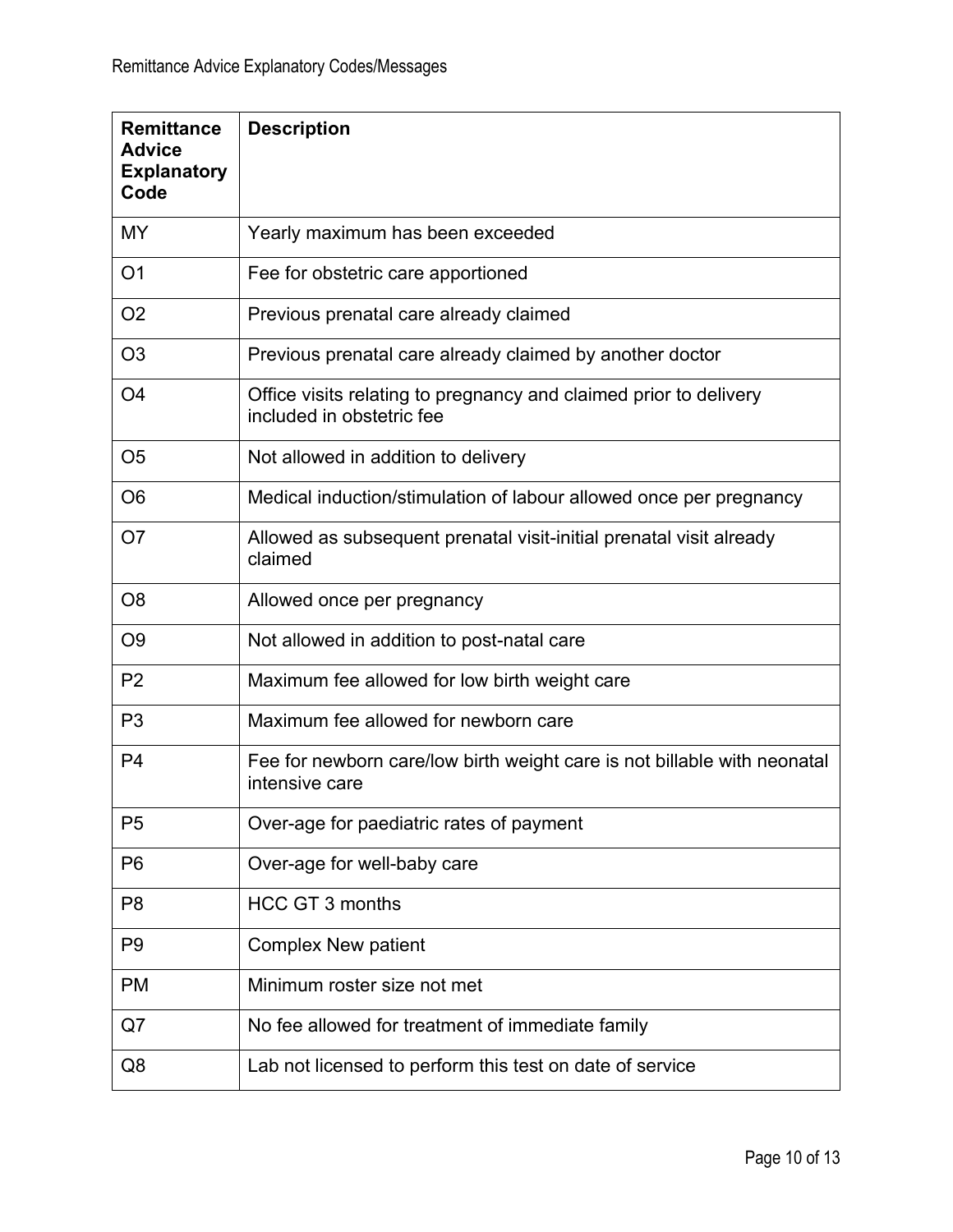| Remittance Advice Explanatory Code | Description |
| --- | --- |
| MY | Yearly maximum has been exceeded |
| O1 | Fee for obstetric care apportioned |
| O2 | Previous prenatal care already claimed |
| O3 | Previous prenatal care already claimed by another doctor |
| O4 | Office visits relating to pregnancy and claimed prior to delivery included in obstetric fee |
| O5 | Not allowed in addition to delivery |
| O6 | Medical induction/stimulation of labour allowed once per pregnancy |
| O7 | Allowed as subsequent prenatal visit-initial prenatal visit already claimed |
| O8 | Allowed once per pregnancy |
| O9 | Not allowed in addition to post-natal care |
| P2 | Maximum fee allowed for low birth weight care |
| P3 | Maximum fee allowed for newborn care |
| P4 | Fee for newborn care/low birth weight care is not billable with neonatal intensive care |
| P5 | Over-age for paediatric rates of payment |
| P6 | Over-age for well-baby care |
| P8 | HCC GT 3 months |
| P9 | Complex New patient |
| PM | Minimum roster size not met |
| Q7 | No fee allowed for treatment of immediate family |
| Q8 | Lab not licensed to perform this test on date of service |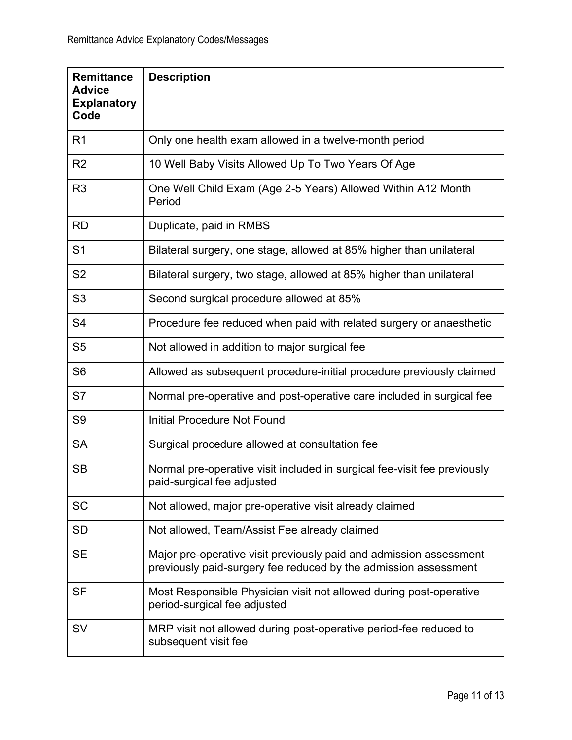| Remittance Advice Explanatory Code | Description |
|---|---|
| R1 | Only one health exam allowed in a twelve-month period |
| R2 | 10 Well Baby Visits Allowed Up To Two Years Of Age |
| R3 | One Well Child Exam (Age 2-5 Years) Allowed Within A12 Month Period |
| RD | Duplicate, paid in RMBS |
| S1 | Bilateral surgery, one stage, allowed at 85% higher than unilateral |
| S2 | Bilateral surgery, two stage, allowed at 85% higher than unilateral |
| S3 | Second surgical procedure allowed at 85% |
| S4 | Procedure fee reduced when paid with related surgery or anaesthetic |
| S5 | Not allowed in addition to major surgical fee |
| S6 | Allowed as subsequent procedure-initial procedure previously claimed |
| S7 | Normal pre-operative and post-operative care included in surgical fee |
| S9 | Initial Procedure Not Found |
| SA | Surgical procedure allowed at consultation fee |
| SB | Normal pre-operative visit included in surgical fee-visit fee previously paid-surgical fee adjusted |
| SC | Not allowed, major pre-operative visit already claimed |
| SD | Not allowed, Team/Assist Fee already claimed |
| SE | Major pre-operative visit previously paid and admission assessment previously paid-surgery fee reduced by the admission assessment |
| SF | Most Responsible Physician visit not allowed during post-operative period-surgical fee adjusted |
| SV | MRP visit not allowed during post-operative period-fee reduced to subsequent visit fee |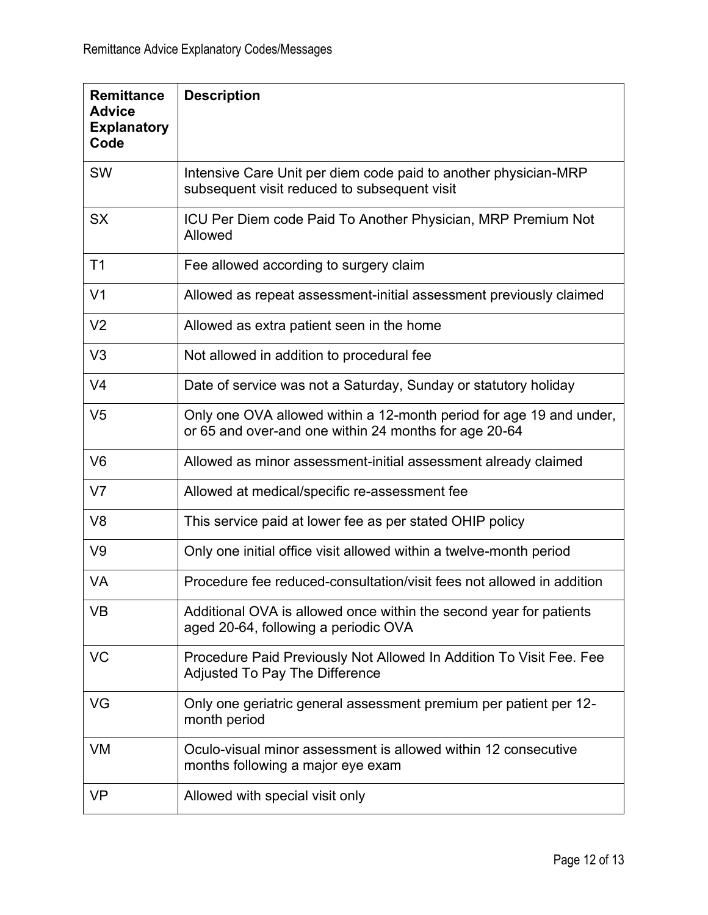| Remittance Advice Explanatory Code | Description |
|---|---|
| SW | Intensive Care Unit per diem code paid to another physician-MRP subsequent visit reduced to subsequent visit |
| SX | ICU Per Diem code Paid To Another Physician, MRP Premium Not Allowed |
| T1 | Fee allowed according to surgery claim |
| V1 | Allowed as repeat assessment-initial assessment previously claimed |
| V2 | Allowed as extra patient seen in the home |
| V3 | Not allowed in addition to procedural fee |
| V4 | Date of service was not a Saturday, Sunday or statutory holiday |
| V5 | Only one OVA allowed within a 12-month period for age 19 and under, or 65 and over-and one within 24 months for age 20-64 |
| V6 | Allowed as minor assessment-initial assessment already claimed |
| V7 | Allowed at medical/specific re-assessment fee |
| V8 | This service paid at lower fee as per stated OHIP policy |
| V9 | Only one initial office visit allowed within a twelve-month period |
| VA | Procedure fee reduced-consultation/visit fees not allowed in addition |
| VB | Additional OVA is allowed once within the second year for patients aged 20-64, following a periodic OVA |
| VC | Procedure Paid Previously Not Allowed In Addition To Visit Fee. Fee Adjusted To Pay The Difference |
| VG | Only one geriatric general assessment premium per patient per 12-month period |
| VM | Oculo-visual minor assessment is allowed within 12 consecutive months following a major eye exam |
| VP | Allowed with special visit only |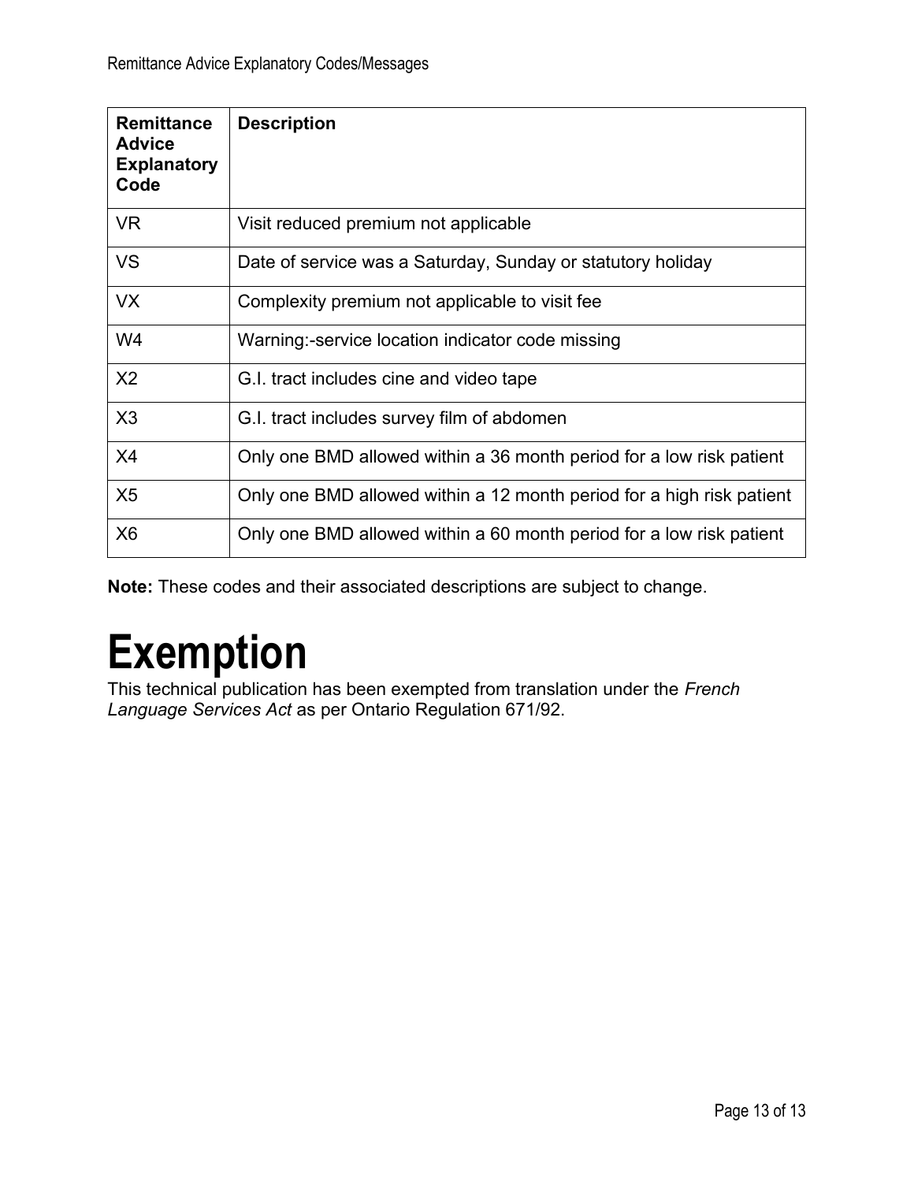| Remittance Advice Explanatory Code | Description |
| --- | --- |
| VR | Visit reduced premium not applicable |
| VS | Date of service was a Saturday, Sunday or statutory holiday |
| VX | Complexity premium not applicable to visit fee |
| W4 | Warning:-service location indicator code missing |
| X2 | G.I. tract includes cine and video tape |
| X3 | G.I. tract includes survey film of abdomen |
| X4 | Only one BMD allowed within a 36 month period for a low risk patient |
| X5 | Only one BMD allowed within a 12 month period for a high risk patient |
| X6 | Only one BMD allowed within a 60 month period for a low risk patient |

**Note:** These codes and their associated descriptions are subject to change.

# Exemption

This technical publication has been exempted from translation under the *French Language Services Act* as per Ontario Regulation 671/92.